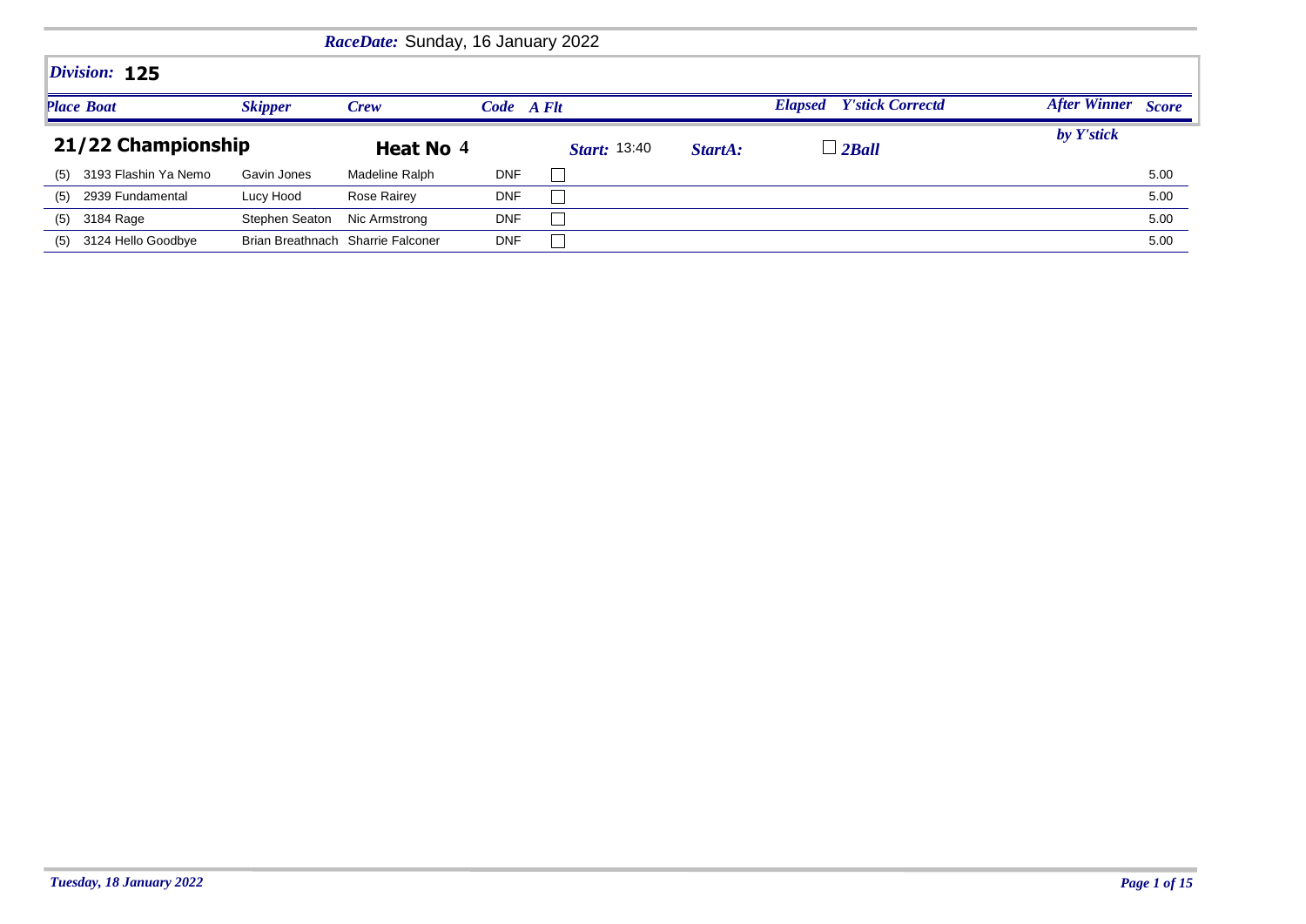**RaceDate:** Sunday, 16 January 2022

## Division: 125

### 21/22 Championship

**Heat No** 4 | **Start:** 13:40 | **StartA:** | ☐ 2Ball

| Place | Boat | Skipper | Crew | Code | A Flt | Elapsed | Y'stick Correctd | After Winner by Y'stick | Score |
|---|---|---|---|---|---|---|---|---|---|
| (5) | 3193 Flashin Ya Nemo | Gavin Jones | Madeline Ralph | DNF | ☐ | | | | 5.00 |
| (5) | 2939 Fundamental | Lucy Hood | Rose Rairey | DNF | ☐ | | | | 5.00 |
| (5) | 3184 Rage | Stephen Seaton | Nic Armstrong | DNF | ☐ | | | | 5.00 |
| (5) | 3124 Hello Goodbye | Brian Breathnach | Sharrie Falconer | DNF | ☐ | | | | 5.00 |

*Tuesday, 18 January 2022*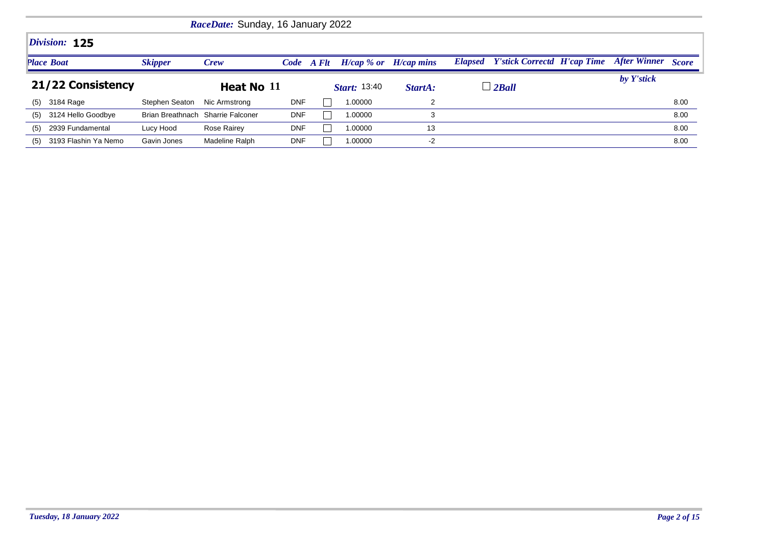*RaceDate:* Sunday, 16 January 2022

## *Division:* 125

## 21/22 Consistency

**Heat No 11** | *Start:* 13:40 | *StartA:* | ☐ *2Ball*

| Place | Boat | Skipper | Crew | Code | A Flt | H/cap % or | H/cap mins | Elapsed | Y'stick Correctd | H'cap Time | After Winner by Y'stick | Score |
|---|---|---|---|---|---|---|---|---|---|---|---|---|
| (5) | 3184 Rage | Stephen Seaton | Nic Armstrong | DNF | ☐ | 1.00000 | 2 | | | | | 8.00 |
| (5) | 3124 Hello Goodbye | Brian Breathnach | Sharrie Falconer | DNF | ☐ | 1.00000 | 3 | | | | | 8.00 |
| (5) | 2939 Fundamental | Lucy Hood | Rose Rairey | DNF | ☐ | 1.00000 | 13 | | | | | 8.00 |
| (5) | 3193 Flashin Ya Nemo | Gavin Jones | Madeline Ralph | DNF | ☐ | 1.00000 | -2 | | | | | 8.00 |

*Tuesday, 18 January 2022*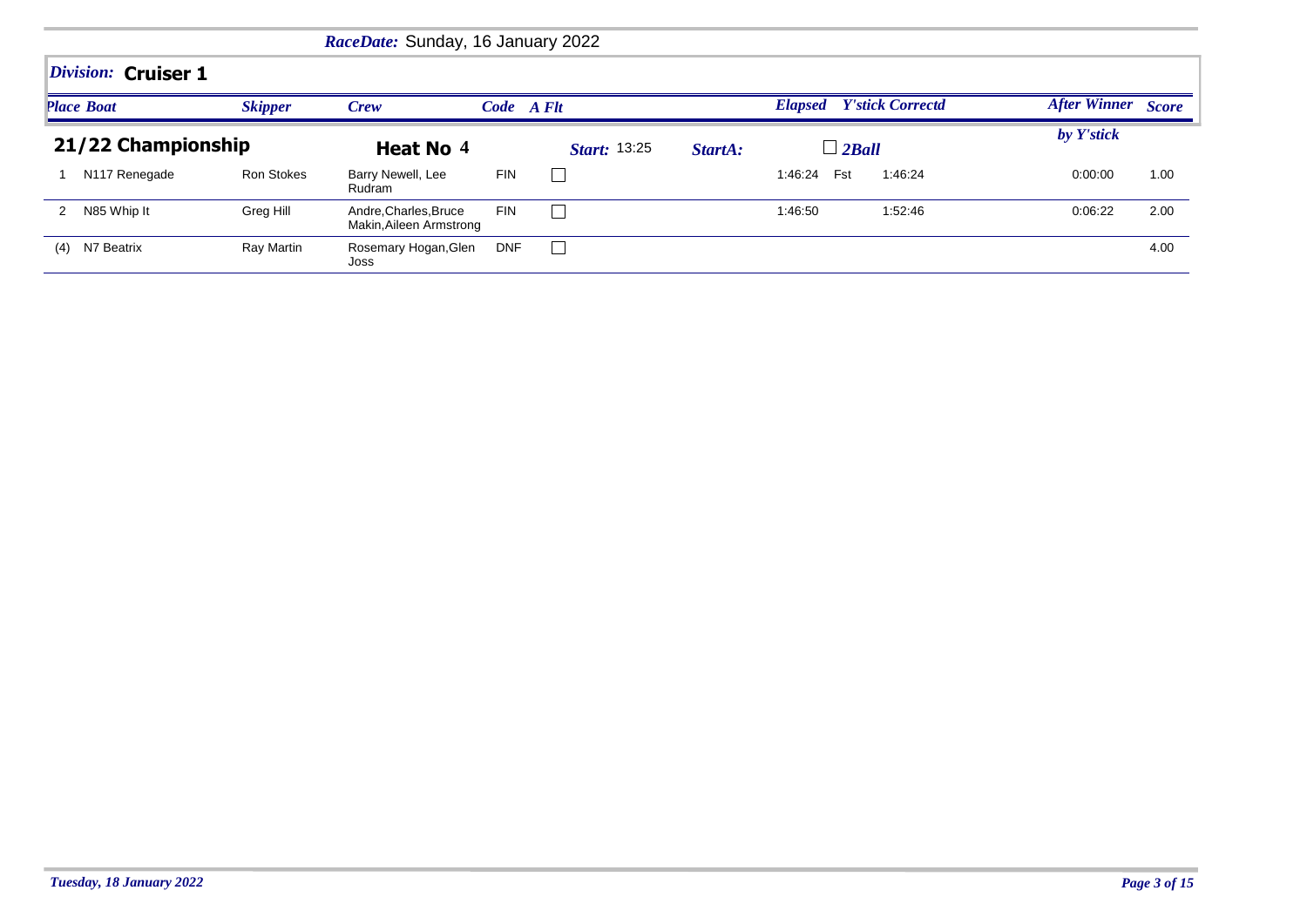*RaceDate:* Sunday, 16 January 2022

## *Division:* **Cruiser 1**

### 21/22 Championship — Heat No 4

*Start:* 13:25 &nbsp; *StartA:* &nbsp; ☐ *2Ball*

| Place | Boat | Skipper | Crew | Code | A Flt | Elapsed | | Y'stick Correctd | After Winner by Y'stick | Score |
|---|---|---|---|---|---|---|---|---|---|---|
| 1 | N117 Renegade | Ron Stokes | Barry Newell, Lee Rudram | FIN | ☐ | 1:46:24 | Fst | 1:46:24 | 0:00:00 | 1.00 |
| 2 | N85 Whip It | Greg Hill | Andre,Charles,Bruce Makin,Aileen Armstrong | FIN | ☐ | 1:46:50 | | 1:52:46 | 0:06:22 | 2.00 |
| (4) | N7 Beatrix | Ray Martin | Rosemary Hogan,Glen Joss | DNF | ☐ | | | | | 4.00 |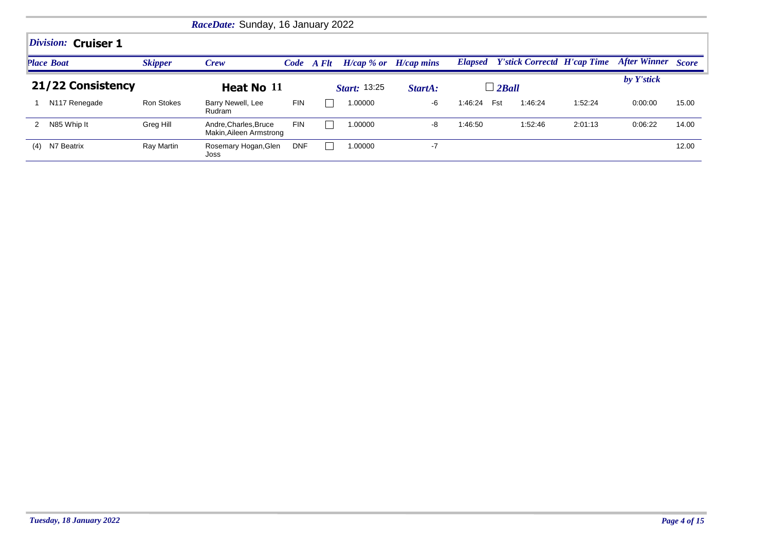*RaceDate:* Sunday, 16 January 2022

## *Division:* **Cruiser 1**

### 21/22 Consistency — Heat No 11 — *Start:* 13:25 — *StartA:* — ☐ *2Ball*

| *Place* | *Boat* | *Skipper* | *Crew* | *Code* | *A Flt* | *H/cap % or* | *H/cap mins* | *Elapsed* | | *Y'stick Correctd* | *H'cap Time* | *After Winner by Y'stick* | *Score* |
|---|---|---|---|---|---|---|---|---|---|---|---|---|---|
| 1 | N117 Renegade | Ron Stokes | Barry Newell, Lee Rudram | FIN | ☐ | 1.00000 | -6 | 1:46:24 | Fst | 1:46:24 | 1:52:24 | 0:00:00 | 15.00 |
| 2 | N85 Whip It | Greg Hill | Andre,Charles,Bruce Makin,Aileen Armstrong | FIN | ☐ | 1.00000 | -8 | 1:46:50 | | 1:52:46 | 2:01:13 | 0:06:22 | 14.00 |
| (4) | N7 Beatrix | Ray Martin | Rosemary Hogan,Glen Joss | DNF | ☐ | 1.00000 | -7 | | | | | | 12.00 |

*Tuesday, 18 January 2022*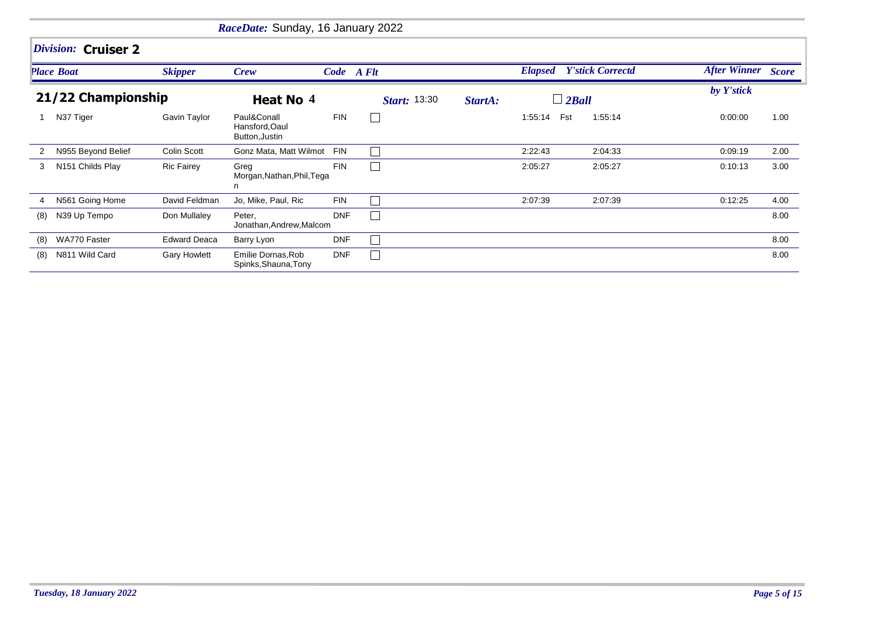***RaceDate:*** Sunday, 16 January 2022

## *Division:* **Cruiser 2**

**21/22 Championship** — **Heat No 4** — ***Start:*** 13:30 — ***StartA:*** — ☐ *2Ball*

| *Place* | *Boat* | *Skipper* | *Crew* | *Code* | *A Flt* | *Elapsed* | *Y'stick Correctd* | *After Winner by Y'stick* | *Score* |
|---|---|---|---|---|---|---|---|---|---|
| 1 | N37 Tiger | Gavin Taylor | Paul&Conall Hansford,Oaul Button,Justin | FIN | ☐ | 1:55:14 | Fst 1:55:14 | 0:00:00 | 1.00 |
| 2 | N955 Beyond Belief | Colin Scott | Gonz Mata, Matt Wilmot | FIN | ☐ | 2:22:43 | 2:04:33 | 0:09:19 | 2.00 |
| 3 | N151 Childs Play | Ric Fairey | Greg Morgan,Nathan,Phil,Tegan | FIN | ☐ | 2:05:27 | 2:05:27 | 0:10:13 | 3.00 |
| 4 | N561 Going Home | David Feldman | Jo, Mike, Paul, Ric | FIN | ☐ | 2:07:39 | 2:07:39 | 0:12:25 | 4.00 |
| (8) | N39 Up Tempo | Don Mullaley | Peter, Jonathan,Andrew,Malcom | DNF | ☐ | | | | 8.00 |
| (8) | WA770 Faster | Edward Deaca | Barry Lyon | DNF | ☐ | | | | 8.00 |
| (8) | N811 Wild Card | Gary Howlett | Emilie Dornas,Rob Spinks,Shauna,Tony | DNF | ☐ | | | | 8.00 |

*Tuesday, 18 January 2022*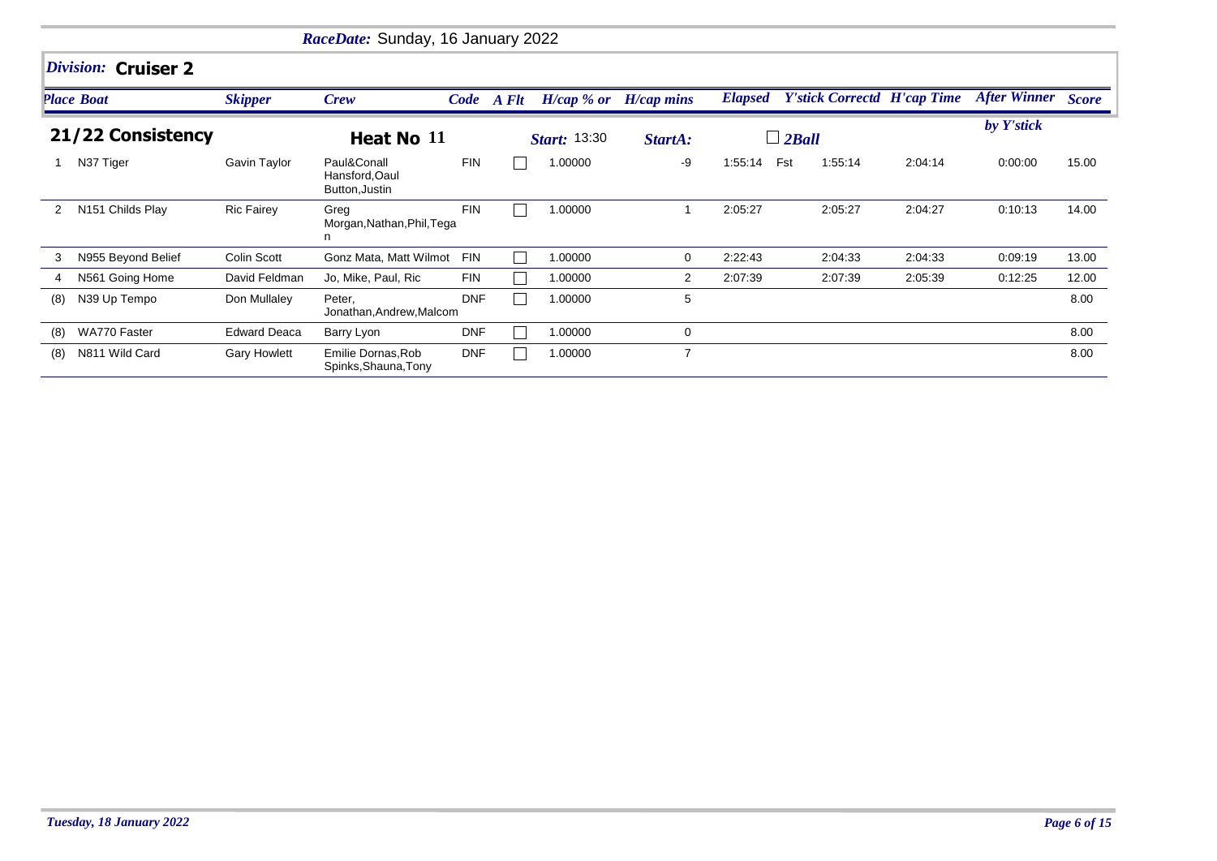*RaceDate:* Sunday, 16 January 2022

## *Division:* Cruiser 2

### 21/22 Consistency — Heat No 11

*Start:* 13:30 *StartA:* ☐ *2Ball*

| Place | Boat | Skipper | Crew | Code | A Flt | H/cap % or | H/cap mins | Elapsed | | Y'stick Correctd | H'cap Time | After Winner by Y'stick | Score |
|---|---|---|---|---|---|---|---|---|---|---|---|---|---|
| 1 | N37 Tiger | Gavin Taylor | Paul&Conall Hansford,Oaul Button,Justin | FIN | ☐ | 1.00000 | -9 | 1:55:14 | Fst | 1:55:14 | 2:04:14 | 0:00:00 | 15.00 |
| 2 | N151 Childs Play | Ric Fairey | Greg Morgan,Nathan,Phil,Tegan | FIN | ☐ | 1.00000 | 1 | 2:05:27 | | 2:05:27 | 2:04:27 | 0:10:13 | 14.00 |
| 3 | N955 Beyond Belief | Colin Scott | Gonz Mata, Matt Wilmot | FIN | ☐ | 1.00000 | 0 | 2:22:43 | | 2:04:33 | 2:04:33 | 0:09:19 | 13.00 |
| 4 | N561 Going Home | David Feldman | Jo, Mike, Paul, Ric | FIN | ☐ | 1.00000 | 2 | 2:07:39 | | 2:07:39 | 2:05:39 | 0:12:25 | 12.00 |
| (8) | N39 Up Tempo | Don Mullaley | Peter, Jonathan,Andrew,Malcom | DNF | ☐ | 1.00000 | 5 | | | | | | 8.00 |
| (8) | WA770 Faster | Edward Deaca | Barry Lyon | DNF | ☐ | 1.00000 | 0 | | | | | | 8.00 |
| (8) | N811 Wild Card | Gary Howlett | Emilie Dornas,Rob Spinks,Shauna,Tony | DNF | ☐ | 1.00000 | 7 | | | | | | 8.00 |

*Tuesday, 18 January 2022*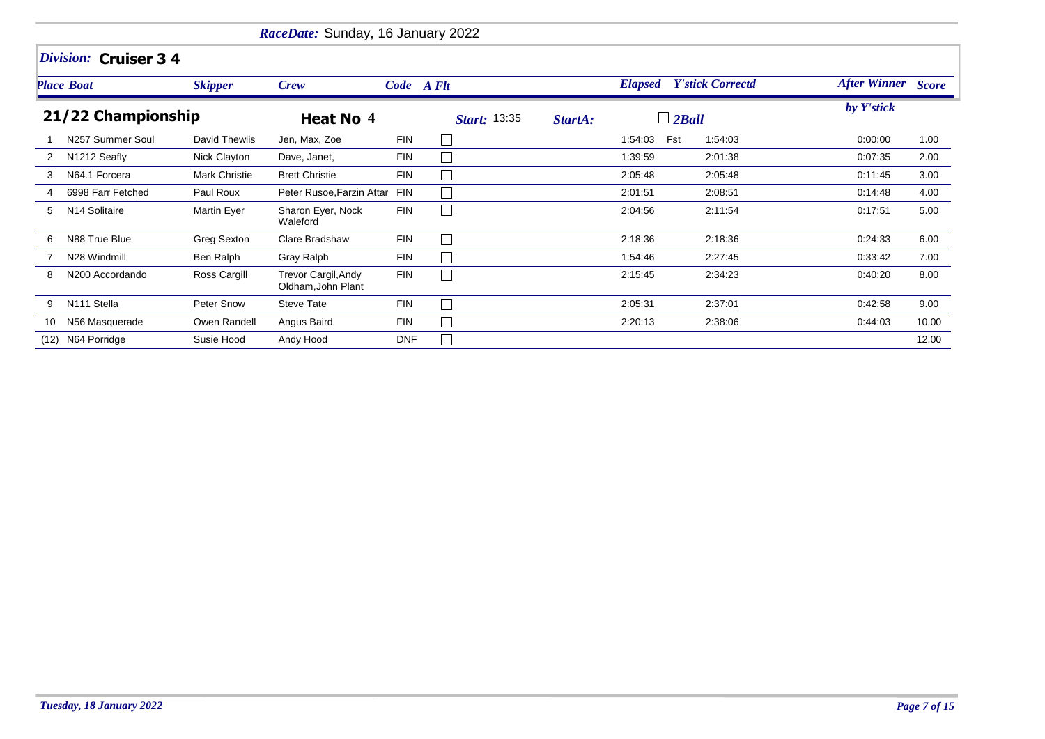**RaceDate:** Sunday, 16 January 2022

## Division: Cruiser 3 4

**21/22 Championship** — **Heat No 4** — *Start:* 13:35 — *StartA:* — ☐ *2Ball*

| Place | Boat | Skipper | Crew | Code | A Flt | Elapsed | | Y'stick Correctd | After Winner by Y'stick | Score |
|---|---|---|---|---|---|---|---|---|---|---|
| 1 | N257 Summer Soul | David Thewlis | Jen, Max, Zoe | FIN | ☐ | 1:54:03 | Fst | 1:54:03 | 0:00:00 | 1.00 |
| 2 | N1212 Seafly | Nick Clayton | Dave, Janet, | FIN | ☐ | 1:39:59 | | 2:01:38 | 0:07:35 | 2.00 |
| 3 | N64.1 Forcera | Mark Christie | Brett Christie | FIN | ☐ | 2:05:48 | | 2:05:48 | 0:11:45 | 3.00 |
| 4 | 6998 Farr Fetched | Paul Roux | Peter Rusoe,Farzin Attar | FIN | ☐ | 2:01:51 | | 2:08:51 | 0:14:48 | 4.00 |
| 5 | N14 Solitaire | Martin Eyer | Sharon Eyer, Nock Waleford | FIN | ☐ | 2:04:56 | | 2:11:54 | 0:17:51 | 5.00 |
| 6 | N88 True Blue | Greg Sexton | Clare Bradshaw | FIN | ☐ | 2:18:36 | | 2:18:36 | 0:24:33 | 6.00 |
| 7 | N28 Windmill | Ben Ralph | Gray Ralph | FIN | ☐ | 1:54:46 | | 2:27:45 | 0:33:42 | 7.00 |
| 8 | N200 Accordando | Ross Cargill | Trevor Cargil,Andy Oldham,John Plant | FIN | ☐ | 2:15:45 | | 2:34:23 | 0:40:20 | 8.00 |
| 9 | N111 Stella | Peter Snow | Steve Tate | FIN | ☐ | 2:05:31 | | 2:37:01 | 0:42:58 | 9.00 |
| 10 | N56 Masquerade | Owen Randell | Angus Baird | FIN | ☐ | 2:20:13 | | 2:38:06 | 0:44:03 | 10.00 |
| (12) | N64 Porridge | Susie Hood | Andy Hood | DNF | ☐ | | | | | 12.00 |

*Tuesday, 18 January 2022*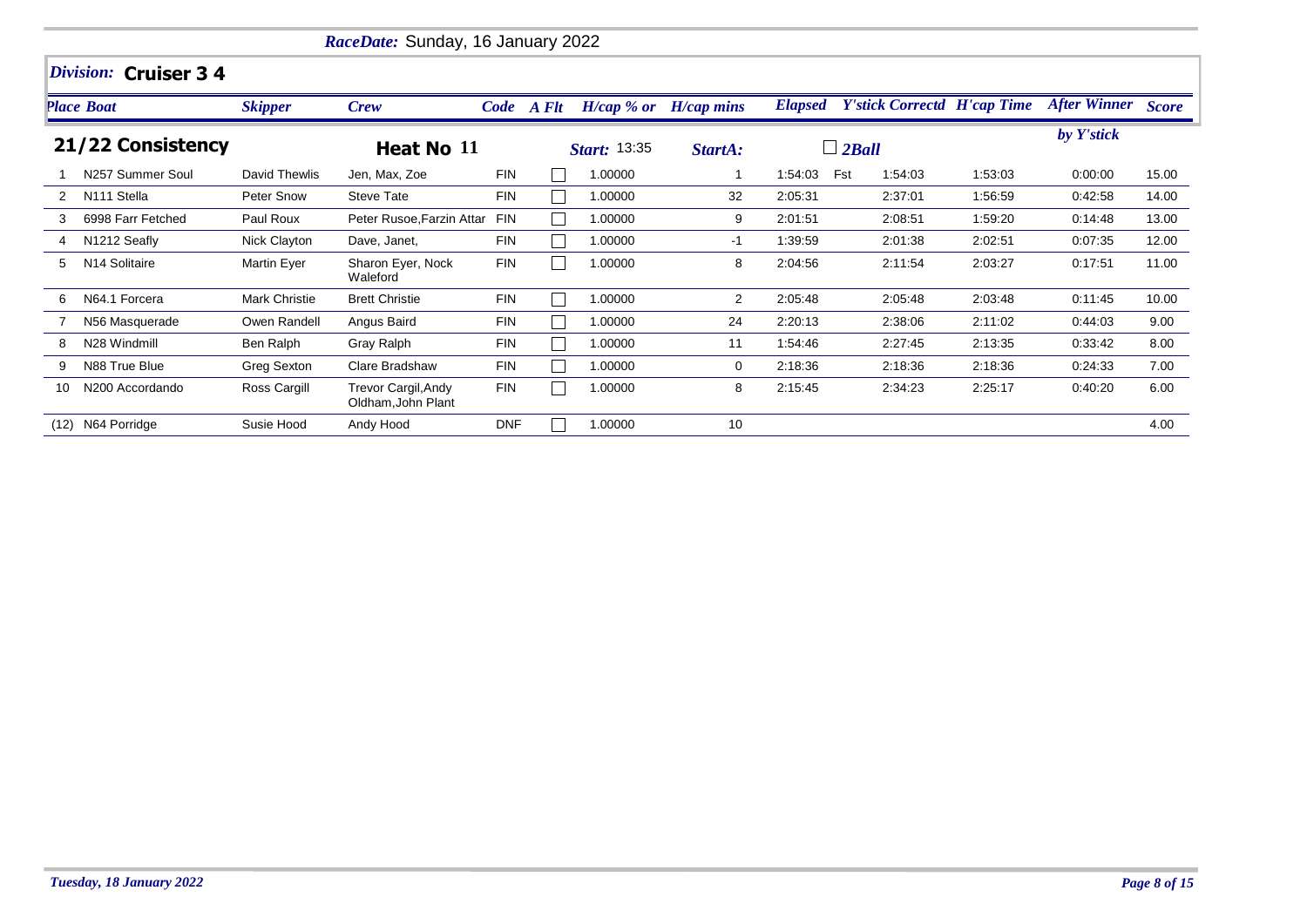***RaceDate:*** Sunday, 16 January 2022

## *Division:* Cruiser 3 4

| *Place* | *Boat* | *Skipper* | *Crew* | *Code* | *A Flt* | *H/cap % or* | *H/cap mins* | *Elapsed* | | *Y'stick Correctd* | *H'cap Time* | *After Winner* | *Score* |
|---|---|---|---|---|---|---|---|---|---|---|---|---|---|
| **21/22 Consistency** | | | **Heat No 11** | | | *Start:* 13:35 | *StartA:* | | ☐ *2Ball* | | | *by Y'stick* | |
| 1 | N257 Summer Soul | David Thewlis | Jen, Max, Zoe | FIN | ☐ | 1.00000 | 1 | 1:54:03 | Fst | 1:54:03 | 1:53:03 | 0:00:00 | 15.00 |
| 2 | N111 Stella | Peter Snow | Steve Tate | FIN | ☐ | 1.00000 | 32 | 2:05:31 | | 2:37:01 | 1:56:59 | 0:42:58 | 14.00 |
| 3 | 6998 Farr Fetched | Paul Roux | Peter Rusoe,Farzin Attar | FIN | ☐ | 1.00000 | 9 | 2:01:51 | | 2:08:51 | 1:59:20 | 0:14:48 | 13.00 |
| 4 | N1212 Seafly | Nick Clayton | Dave, Janet, | FIN | ☐ | 1.00000 | -1 | 1:39:59 | | 2:01:38 | 2:02:51 | 0:07:35 | 12.00 |
| 5 | N14 Solitaire | Martin Eyer | Sharon Eyer, Nock Waleford | FIN | ☐ | 1.00000 | 8 | 2:04:56 | | 2:11:54 | 2:03:27 | 0:17:51 | 11.00 |
| 6 | N64.1 Forcera | Mark Christie | Brett Christie | FIN | ☐ | 1.00000 | 2 | 2:05:48 | | 2:05:48 | 2:03:48 | 0:11:45 | 10.00 |
| 7 | N56 Masquerade | Owen Randell | Angus Baird | FIN | ☐ | 1.00000 | 24 | 2:20:13 | | 2:38:06 | 2:11:02 | 0:44:03 | 9.00 |
| 8 | N28 Windmill | Ben Ralph | Gray Ralph | FIN | ☐ | 1.00000 | 11 | 1:54:46 | | 2:27:45 | 2:13:35 | 0:33:42 | 8.00 |
| 9 | N88 True Blue | Greg Sexton | Clare Bradshaw | FIN | ☐ | 1.00000 | 0 | 2:18:36 | | 2:18:36 | 2:18:36 | 0:24:33 | 7.00 |
| 10 | N200 Accordando | Ross Cargill | Trevor Cargil,Andy Oldham,John Plant | FIN | ☐ | 1.00000 | 8 | 2:15:45 | | 2:34:23 | 2:25:17 | 0:40:20 | 6.00 |
| (12) | N64 Porridge | Susie Hood | Andy Hood | DNF | ☐ | 1.00000 | 10 | | | | | | 4.00 |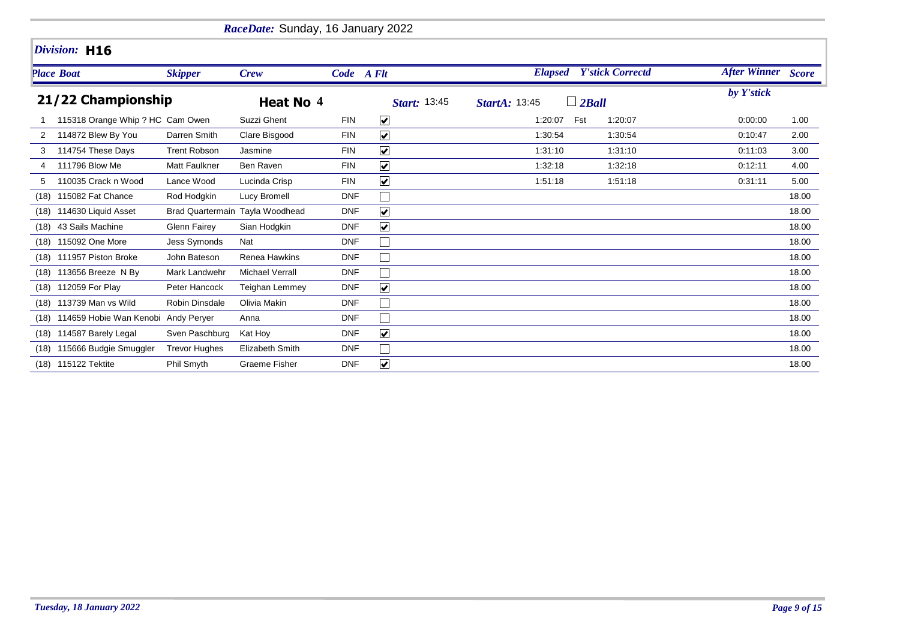*RaceDate:* Sunday, 16 January 2022

## *Division:* H16

### 21/22 Championship

**Heat No 4** — *Start:* 13:45 — *StartA:* 13:45 — ☐ *2Ball*

| Place | Boat | Skipper | Crew | Code | A Flt | Elapsed | | Y'stick Correctd | After Winner by Y'stick | Score |
|---|---|---|---|---|---|---|---|---|---|---|
| 1 | 115318 Orange Whip ? HC | Cam Owen | Suzzi Ghent | FIN | ☑ | 1:20:07 | Fst | 1:20:07 | 0:00:00 | 1.00 |
| 2 | 114872 Blew By You | Darren Smith | Clare Bisgood | FIN | ☑ | 1:30:54 | | 1:30:54 | 0:10:47 | 2.00 |
| 3 | 114754 These Days | Trent Robson | Jasmine | FIN | ☑ | 1:31:10 | | 1:31:10 | 0:11:03 | 3.00 |
| 4 | 111796 Blow Me | Matt Faulkner | Ben Raven | FIN | ☑ | 1:32:18 | | 1:32:18 | 0:12:11 | 4.00 |
| 5 | 110035 Crack n Wood | Lance Wood | Lucinda Crisp | FIN | ☑ | 1:51:18 | | 1:51:18 | 0:31:11 | 5.00 |
| (18) | 115082 Fat Chance | Rod Hodgkin | Lucy Bromell | DNF | ☐ | | | | | 18.00 |
| (18) | 114630 Liquid Asset | Brad Quartermain | Tayla Woodhead | DNF | ☑ | | | | | 18.00 |
| (18) | 43 Sails Machine | Glenn Fairey | Sian Hodgkin | DNF | ☑ | | | | | 18.00 |
| (18) | 115092 One More | Jess Symonds | Nat | DNF | ☐ | | | | | 18.00 |
| (18) | 111957 Piston Broke | John Bateson | Renea Hawkins | DNF | ☐ | | | | | 18.00 |
| (18) | 113656 Breeze N By | Mark Landwehr | Michael Verrall | DNF | ☐ | | | | | 18.00 |
| (18) | 112059 For Play | Peter Hancock | Teighan Lemmey | DNF | ☑ | | | | | 18.00 |
| (18) | 113739 Man vs Wild | Robin Dinsdale | Olivia Makin | DNF | ☐ | | | | | 18.00 |
| (18) | 114659 Hobie Wan Kenobi | Andy Peryer | Anna | DNF | ☐ | | | | | 18.00 |
| (18) | 114587 Barely Legal | Sven Paschburg | Kat Hoy | DNF | ☑ | | | | | 18.00 |
| (18) | 115666 Budgie Smuggler | Trevor Hughes | Elizabeth Smith | DNF | ☐ | | | | | 18.00 |
| (18) | 115122 Tektite | Phil Smyth | Graeme Fisher | DNF | ☑ | | | | | 18.00 |

*Tuesday, 18 January 2022*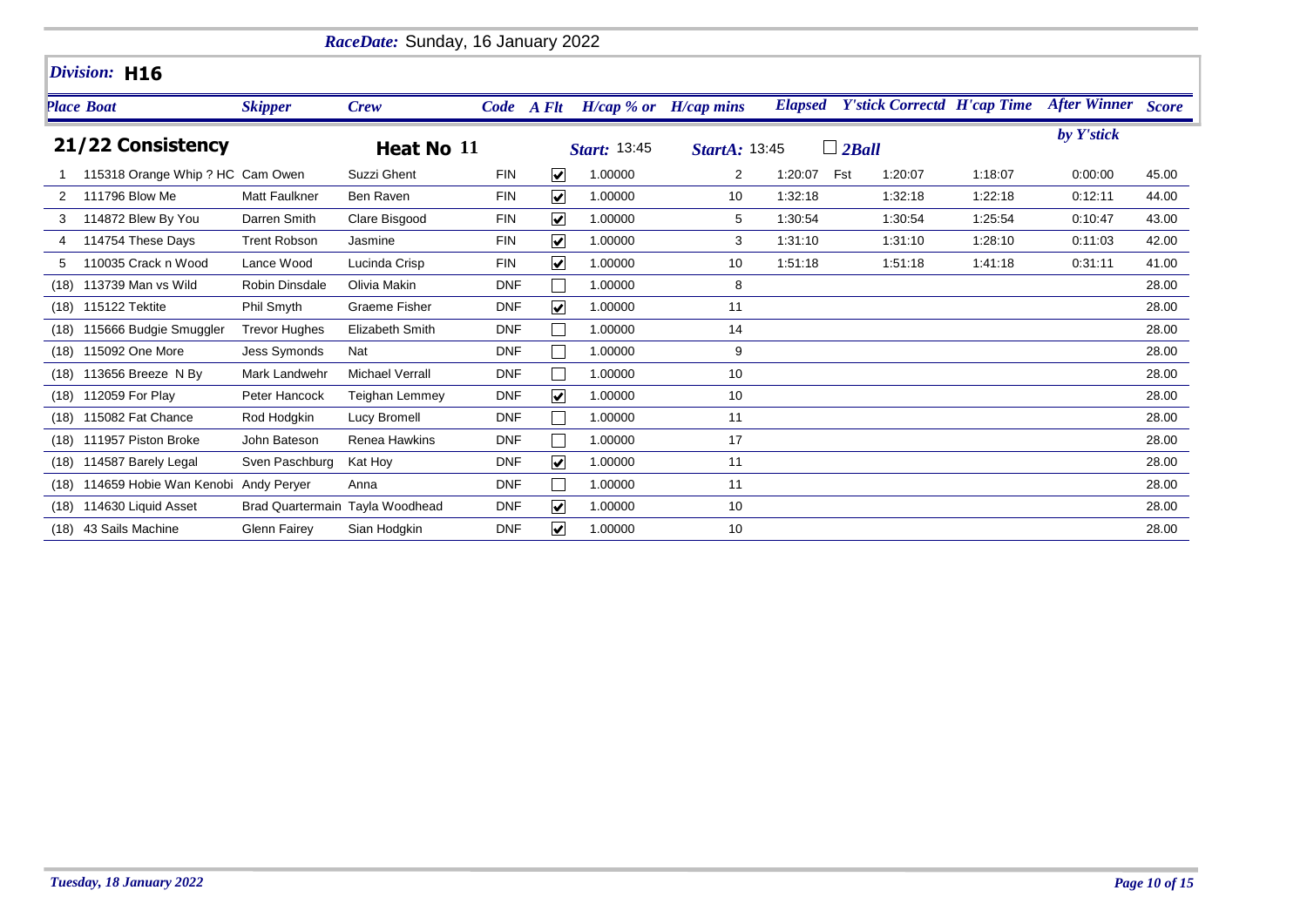*RaceDate:* Sunday, 16 January 2022

## *Division:* H16

### 21/22 Consistency — Heat No 11

*Start:* 13:45 *StartA:* 13:45 ☐ *2Ball*

| Place | Boat | Skipper | Crew | Code | A Flt | H/cap % or | H/cap mins | Elapsed | | Y'stick Correctd | H'cap Time | After Winner by Y'stick | Score |
|---|---|---|---|---|---|---|---|---|---|---|---|---|---|
| 1 | 115318 Orange Whip ? HC | Cam Owen | Suzzi Ghent | FIN | ☑ | 1.00000 | 2 | 1:20:07 | Fst | 1:20:07 | 1:18:07 | 0:00:00 | 45.00 |
| 2 | 111796 Blow Me | Matt Faulkner | Ben Raven | FIN | ☑ | 1.00000 | 10 | 1:32:18 | | 1:32:18 | 1:22:18 | 0:12:11 | 44.00 |
| 3 | 114872 Blew By You | Darren Smith | Clare Bisgood | FIN | ☑ | 1.00000 | 5 | 1:30:54 | | 1:30:54 | 1:25:54 | 0:10:47 | 43.00 |
| 4 | 114754 These Days | Trent Robson | Jasmine | FIN | ☑ | 1.00000 | 3 | 1:31:10 | | 1:31:10 | 1:28:10 | 0:11:03 | 42.00 |
| 5 | 110035 Crack n Wood | Lance Wood | Lucinda Crisp | FIN | ☑ | 1.00000 | 10 | 1:51:18 | | 1:51:18 | 1:41:18 | 0:31:11 | 41.00 |
| (18) | 113739 Man vs Wild | Robin Dinsdale | Olivia Makin | DNF | ☐ | 1.00000 | 8 | | | | | | 28.00 |
| (18) | 115122 Tektite | Phil Smyth | Graeme Fisher | DNF | ☑ | 1.00000 | 11 | | | | | | 28.00 |
| (18) | 115666 Budgie Smuggler | Trevor Hughes | Elizabeth Smith | DNF | ☐ | 1.00000 | 14 | | | | | | 28.00 |
| (18) | 115092 One More | Jess Symonds | Nat | DNF | ☐ | 1.00000 | 9 | | | | | | 28.00 |
| (18) | 113656 Breeze N By | Mark Landwehr | Michael Verrall | DNF | ☐ | 1.00000 | 10 | | | | | | 28.00 |
| (18) | 112059 For Play | Peter Hancock | Teighan Lemmey | DNF | ☑ | 1.00000 | 10 | | | | | | 28.00 |
| (18) | 115082 Fat Chance | Rod Hodgkin | Lucy Bromell | DNF | ☐ | 1.00000 | 11 | | | | | | 28.00 |
| (18) | 111957 Piston Broke | John Bateson | Renea Hawkins | DNF | ☐ | 1.00000 | 17 | | | | | | 28.00 |
| (18) | 114587 Barely Legal | Sven Paschburg | Kat Hoy | DNF | ☑ | 1.00000 | 11 | | | | | | 28.00 |
| (18) | 114659 Hobie Wan Kenobi | Andy Peryer | Anna | DNF | ☐ | 1.00000 | 11 | | | | | | 28.00 |
| (18) | 114630 Liquid Asset | Brad Quartermain | Tayla Woodhead | DNF | ☑ | 1.00000 | 10 | | | | | | 28.00 |
| (18) | 43 Sails Machine | Glenn Fairey | Sian Hodgkin | DNF | ☑ | 1.00000 | 10 | | | | | | 28.00 |

*Tuesday, 18 January 2022*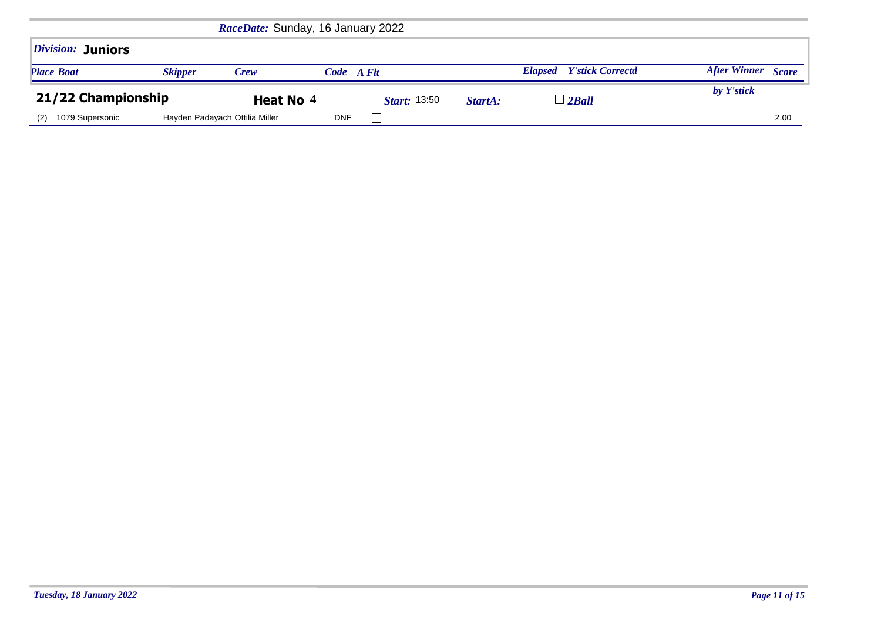**RaceDate:** Sunday, 16 January 2022

## Division: Juniors

### 21/22 Championship — Heat No 4

**Start:** 13:50 **StartA:** ☐ 2Ball

| Place | Boat | Skipper | Crew | Code | A Flt | Elapsed | Y'stick Correctd | After Winner by Y'stick | Score |
|---|---|---|---|---|---|---|---|---|---|
| (2) | 1079 Supersonic | Hayden Padayach | Ottilia Miller | DNF | ☐ | | | | 2.00 |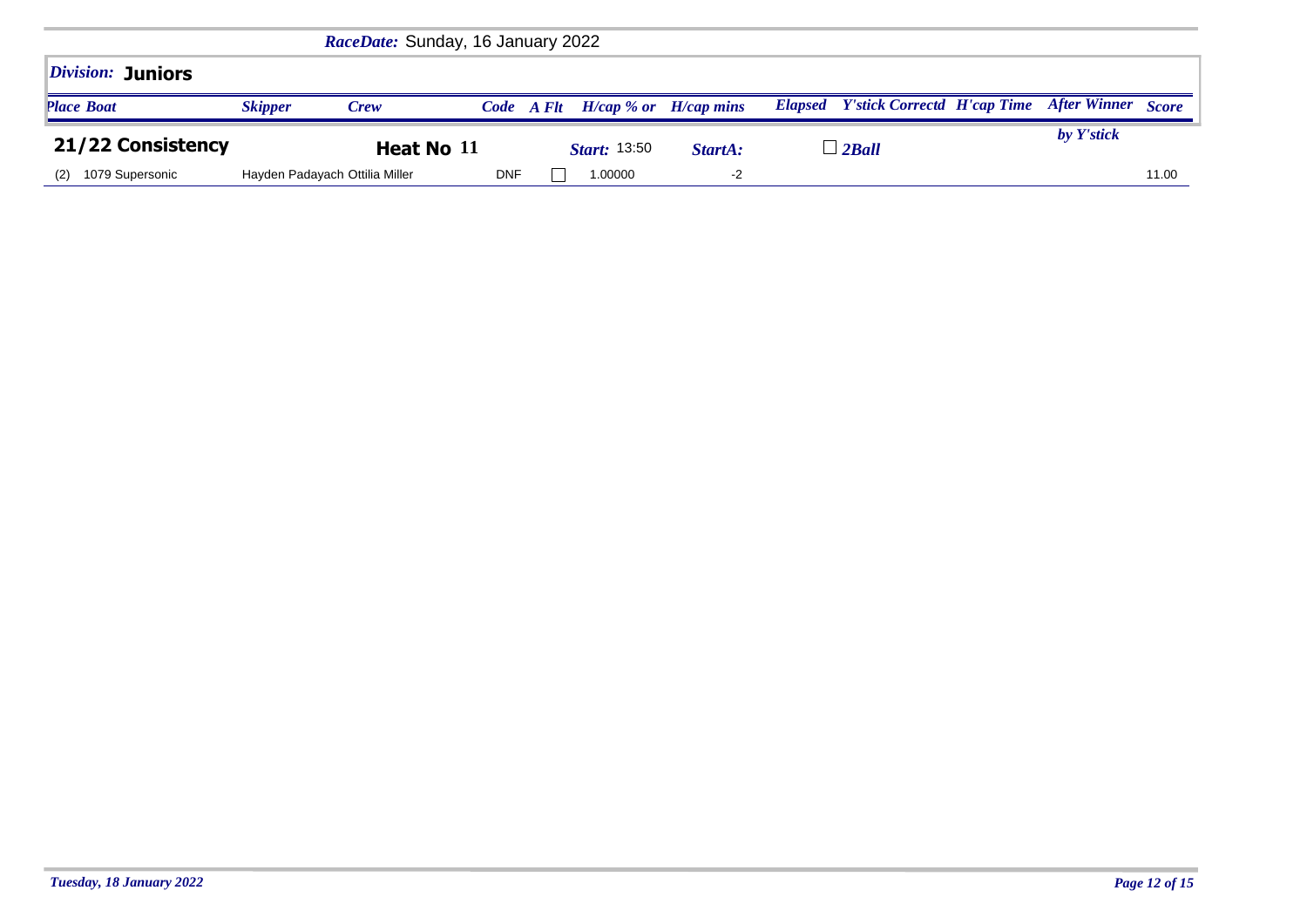*RaceDate:* Sunday, 16 January 2022

## *Division:* **Juniors**

### 21/22 Consistency — Heat No 11 — *Start:* 13:50 — *StartA:* — ☐ *2Ball*

| Place | Boat | Skipper | Crew | Code | A Flt | H/cap % or | H/cap mins | Elapsed | Y'stick Correctd | H'cap Time | After Winner by Y'stick | Score |
|---|---|---|---|---|---|---|---|---|---|---|---|---|
| (2) | 1079 Supersonic | Hayden Padayach | Ottilia Miller | DNF | ☐ | 1.00000 | -2 | | | | | 11.00 |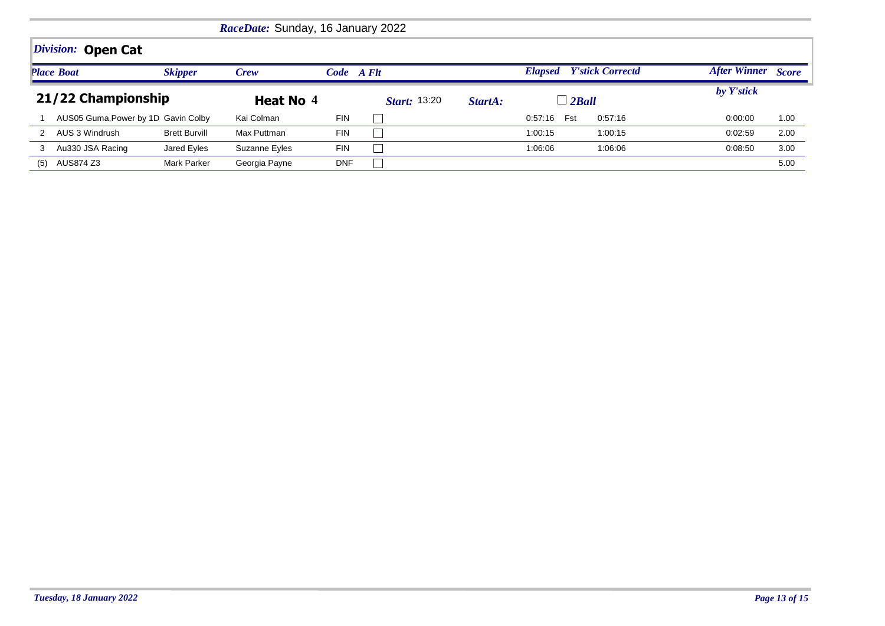*RaceDate:* Sunday, 16 January 2022

## *Division:* **Open Cat**

### 21/22 Championship — Heat No 4

*Start:* 13:20 *StartA:* ☐ *2Ball*

| Place | Boat | Skipper | Crew | Code | A Flt | Elapsed | | Y'stick Correctd | After Winner by Y'stick | Score |
|---|---|---|---|---|---|---|---|---|---|---|
| 1 | AUS05 Guma,Power by 1D | Gavin Colby | Kai Colman | FIN | ☐ | 0:57:16 | Fst | 0:57:16 | 0:00:00 | 1.00 |
| 2 | AUS 3 Windrush | Brett Burvill | Max Puttman | FIN | ☐ | 1:00:15 | | 1:00:15 | 0:02:59 | 2.00 |
| 3 | Au330 JSA Racing | Jared Eyles | Suzanne Eyles | FIN | ☐ | 1:06:06 | | 1:06:06 | 0:08:50 | 3.00 |
| (5) | AUS874 Z3 | Mark Parker | Georgia Payne | DNF | ☐ | | | | | 5.00 |

*Tuesday, 18 January 2022*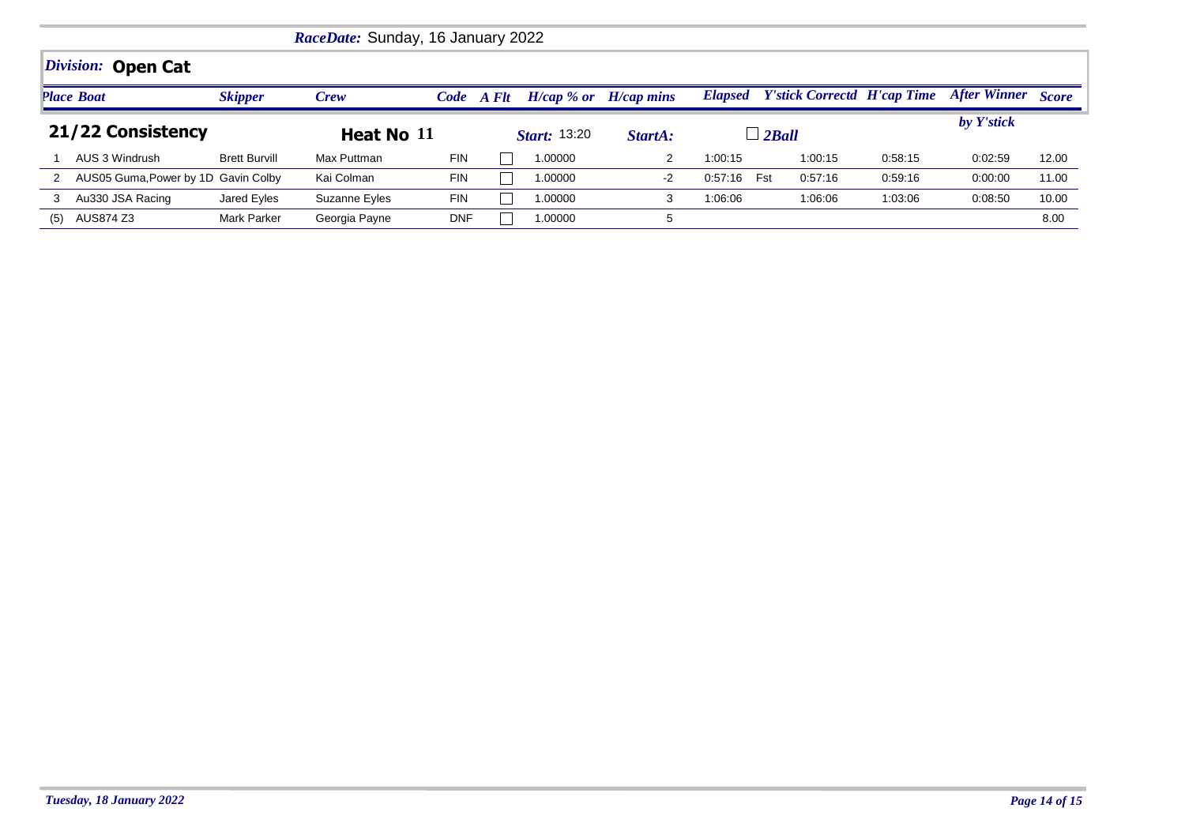*RaceDate:* Sunday, 16 January 2022

## *Division:* **Open Cat**

### 21/22 Consistency — Heat No 11 — *Start:* 13:20 — *StartA:* — ☐ *2Ball*

| *Place* | *Boat* | *Skipper* | *Crew* | *Code* | *A Flt* | *H/cap % or* | *H/cap mins* | *Elapsed* | | *Y'stick Correctd* | *H'cap Time* | *After Winner by Y'stick* | *Score* |
|---|---|---|---|---|---|---|---|---|---|---|---|---|---|
| 1 | AUS 3 Windrush | Brett Burvill | Max Puttman | FIN | ☐ | 1.00000 | 2 | 1:00:15 | | 1:00:15 | 0:58:15 | 0:02:59 | 12.00 |
| 2 | AUS05 Guma,Power by 1D | Gavin Colby | Kai Colman | FIN | ☐ | 1.00000 | -2 | 0:57:16 | Fst | 0:57:16 | 0:59:16 | 0:00:00 | 11.00 |
| 3 | Au330 JSA Racing | Jared Eyles | Suzanne Eyles | FIN | ☐ | 1.00000 | 3 | 1:06:06 | | 1:06:06 | 1:03:06 | 0:08:50 | 10.00 |
| (5) | AUS874 Z3 | Mark Parker | Georgia Payne | DNF | ☐ | 1.00000 | 5 | | | | | | 8.00 |

*Tuesday, 18 January 2022*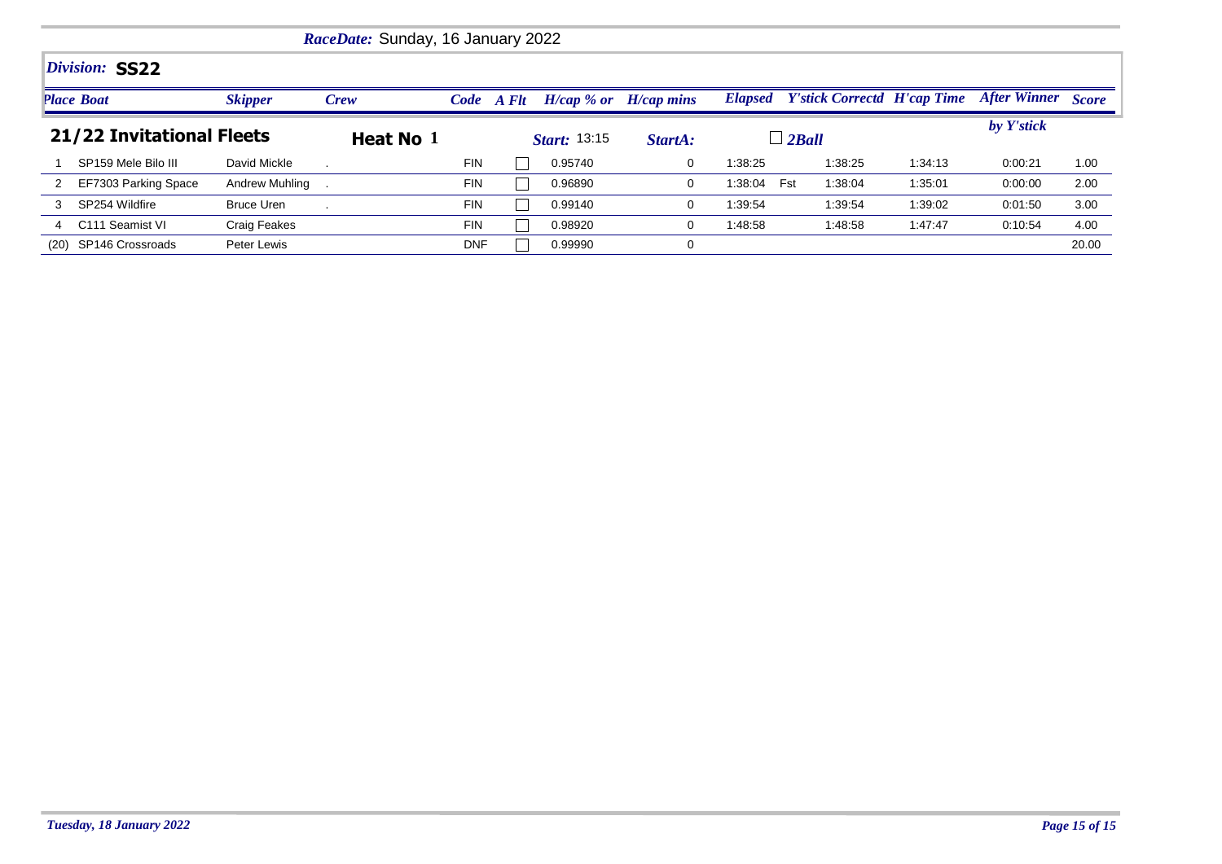*RaceDate:* Sunday, 16 January 2022

## *Division:* SS22

**21/22 Invitational Fleets** — **Heat No 1** — *Start:* 13:15 — *StartA:* — ☐ *2Ball*

| *Place* | *Boat* | *Skipper* | *Crew* | *Code* | *A Flt* | *H/cap % or* | *H/cap mins* | *Elapsed* | | *Y'stick Correctd* | *H'cap Time* | *After Winner by Y'stick* | *Score* |
|---|---|---|---|---|---|---|---|---|---|---|---|---|---|
| 1 | SP159 Mele Bilo III | David Mickle | . | FIN | ☐ | 0.95740 | 0 | 1:38:25 | | 1:38:25 | 1:34:13 | 0:00:21 | 1.00 |
| 2 | EF7303 Parking Space | Andrew Muhling | . | FIN | ☐ | 0.96890 | 0 | 1:38:04 | Fst | 1:38:04 | 1:35:01 | 0:00:00 | 2.00 |
| 3 | SP254 Wildfire | Bruce Uren | . | FIN | ☐ | 0.99140 | 0 | 1:39:54 | | 1:39:54 | 1:39:02 | 0:01:50 | 3.00 |
| 4 | C111 Seamist VI | Craig Feakes | | FIN | ☐ | 0.98920 | 0 | 1:48:58 | | 1:48:58 | 1:47:47 | 0:10:54 | 4.00 |
| (20) | SP146 Crossroads | Peter Lewis | | DNF | ☐ | 0.99990 | 0 | | | | | | 20.00 |

*Tuesday, 18 January 2022*